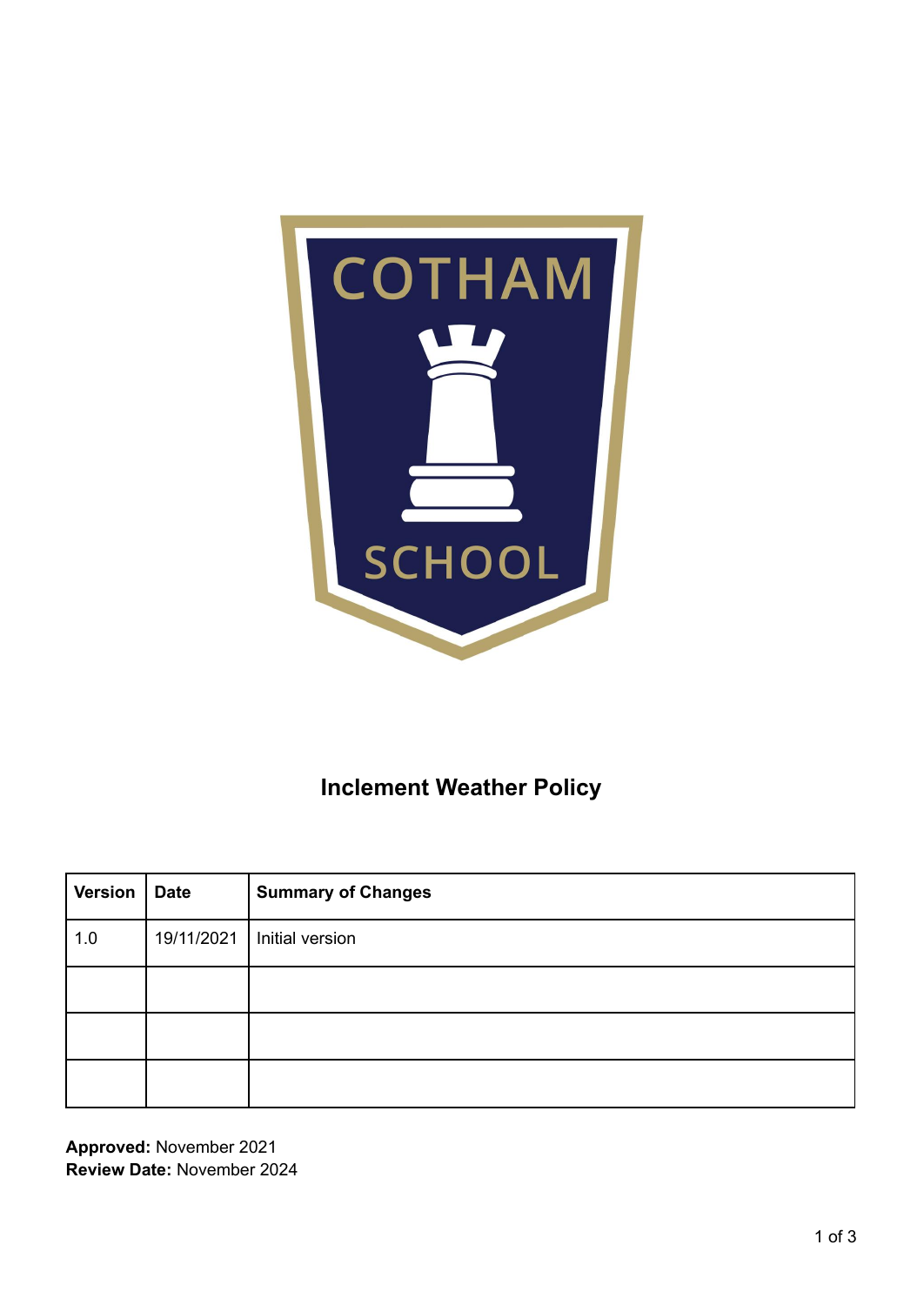# Inclement Weather Policy

| Version | Date | Summary of Changes |
| --- | --- | --- |
| 1.0 | 19/11/2021 | Initial version |
| | | |
| | | |
| | | |

**Approved:** November 2021
**Review Date:** November 2024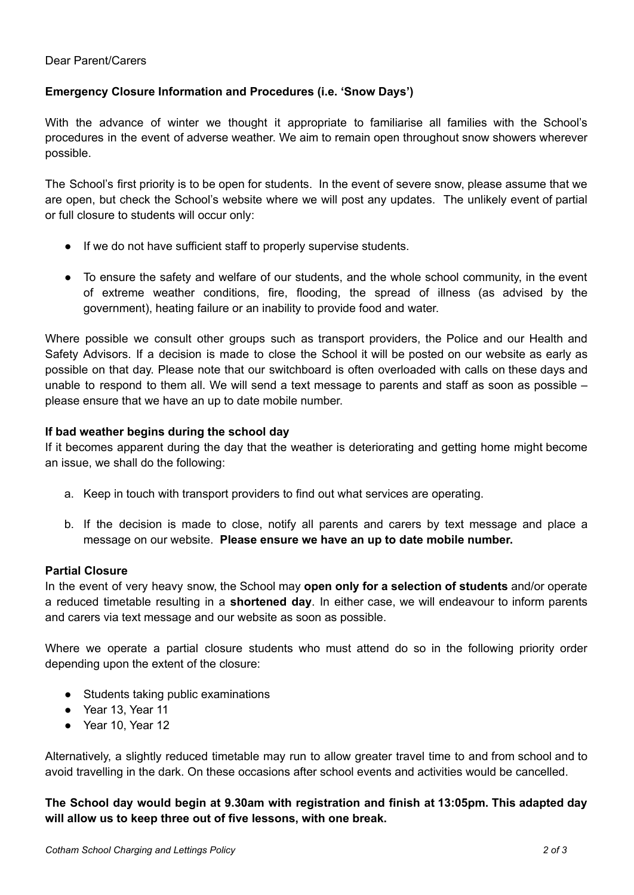Dear Parent/Carers

**Emergency Closure Information and Procedures (i.e. 'Snow Days')**

With the advance of winter we thought it appropriate to familiarise all families with the School's procedures in the event of adverse weather. We aim to remain open throughout snow showers wherever possible.

The School's first priority is to be open for students. In the event of severe snow, please assume that we are open, but check the School's website where we will post any updates. The unlikely event of partial or full closure to students will occur only:

- If we do not have sufficient staff to properly supervise students.
- To ensure the safety and welfare of our students, and the whole school community, in the event of extreme weather conditions, fire, flooding, the spread of illness (as advised by the government), heating failure or an inability to provide food and water.

Where possible we consult other groups such as transport providers, the Police and our Health and Safety Advisors. If a decision is made to close the School it will be posted on our website as early as possible on that day. Please note that our switchboard is often overloaded with calls on these days and unable to respond to them all. We will send a text message to parents and staff as soon as possible – please ensure that we have an up to date mobile number.

**If bad weather begins during the school day**

If it becomes apparent during the day that the weather is deteriorating and getting home might become an issue, we shall do the following:

a. Keep in touch with transport providers to find out what services are operating.

b. If the decision is made to close, notify all parents and carers by text message and place a message on our website. **Please ensure we have an up to date mobile number.**

**Partial Closure**

In the event of very heavy snow, the School may **open only for a selection of students** and/or operate a reduced timetable resulting in a **shortened day**. In either case, we will endeavour to inform parents and carers via text message and our website as soon as possible.

Where we operate a partial closure students who must attend do so in the following priority order depending upon the extent of the closure:

- Students taking public examinations
- Year 13, Year 11
- Year 10, Year 12

Alternatively, a slightly reduced timetable may run to allow greater travel time to and from school and to avoid travelling in the dark. On these occasions after school events and activities would be cancelled.

**The School day would begin at 9.30am with registration and finish at 13:05pm. This adapted day will allow us to keep three out of five lessons, with one break.**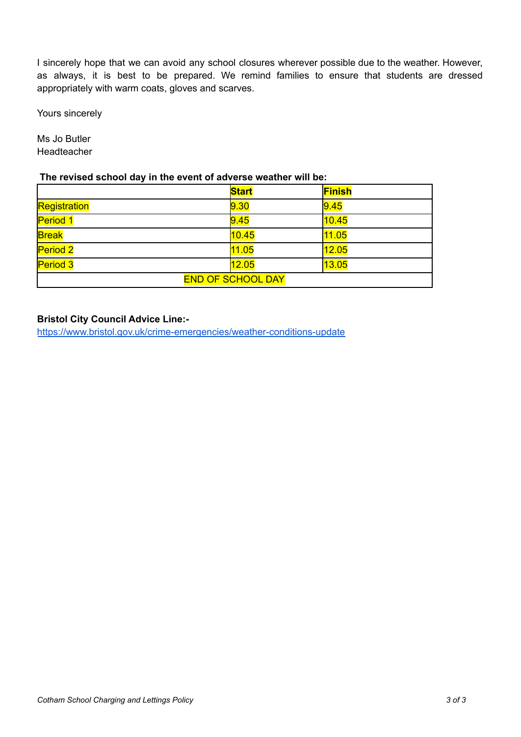I sincerely hope that we can avoid any school closures wherever possible due to the weather. However, as always, it is best to be prepared. We remind families to ensure that students are dressed appropriately with warm coats, gloves and scarves.

Yours sincerely

Ms Jo Butler
Headteacher

**The revised school day in the event of adverse weather will be:**

| | **Start** | **Finish** |
|---|---|---|
| Registration | 9.30 | 9.45 |
| Period 1 | 9.45 | 10.45 |
| Break | 10.45 | 11.05 |
| Period 2 | 11.05 | 12.05 |
| Period 3 | 12.05 | 13.05 |
| END OF SCHOOL DAY | | |

**Bristol City Council Advice Line:-**
https://www.bristol.gov.uk/crime-emergencies/weather-conditions-update